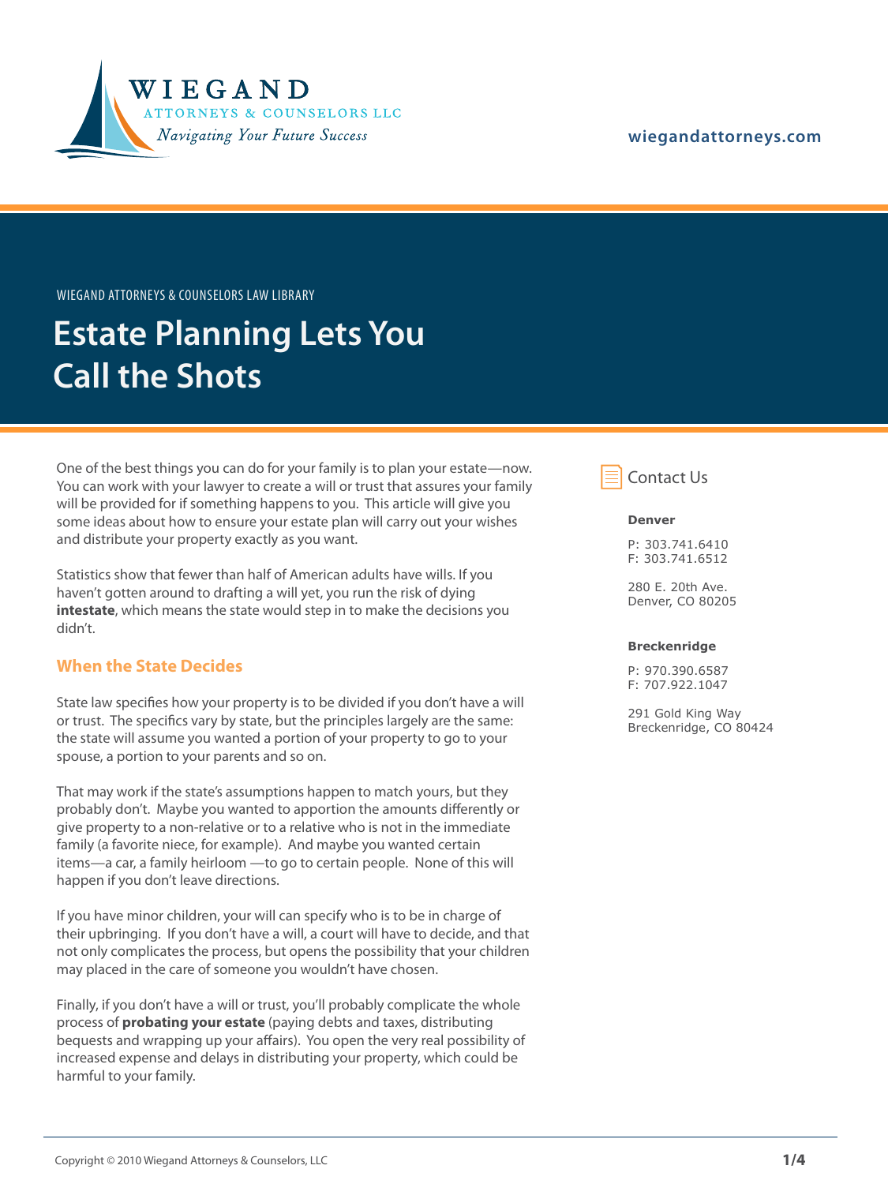WIEGAND ATTORNEYS & COUNSELORS LLC

*Navigating Your Future Success*

wiegandattorneys.com

WIEGAND ATTORNEYS & COUNSELORS LAW LIBRARY

# Estate Planning Lets You Call the Shots

One of the best things you can do for your family is to plan your estate—now. You can work with your lawyer to create a will or trust that assures your family will be provided for if something happens to you. This article will give you some ideas about how to ensure your estate plan will carry out your wishes and distribute your property exactly as you want.

Statistics show that fewer than half of American adults have wills. If you haven't gotten around to drafting a will yet, you run the risk of dying **intestate**, which means the state would step in to make the decisions you didn't.

## When the State Decides

State law specifies how your property is to be divided if you don't have a will or trust. The specifics vary by state, but the principles largely are the same: the state will assume you wanted a portion of your property to go to your spouse, a portion to your parents and so on.

That may work if the state's assumptions happen to match yours, but they probably don't. Maybe you wanted to apportion the amounts differently or give property to a non-relative or to a relative who is not in the immediate family (a favorite niece, for example). And maybe you wanted certain items—a car, a family heirloom —to go to certain people. None of this will happen if you don't leave directions.

If you have minor children, your will can specify who is to be in charge of their upbringing. If you don't have a will, a court will have to decide, and that not only complicates the process, but opens the possibility that your children may placed in the care of someone you wouldn't have chosen.

Finally, if you don't have a will or trust, you'll probably complicate the whole process of **probating your estate** (paying debts and taxes, distributing bequests and wrapping up your affairs). You open the very real possibility of increased expense and delays in distributing your property, which could be harmful to your family.

## Contact Us

**Denver**

P: 303.741.6410
F: 303.741.6512

280 E. 20th Ave.
Denver, CO 80205

**Breckenridge**

P: 970.390.6587
F: 707.922.1047

291 Gold King Way
Breckenridge, CO 80424

Copyright © 2010 Wiegand Attorneys & Counselors, LLC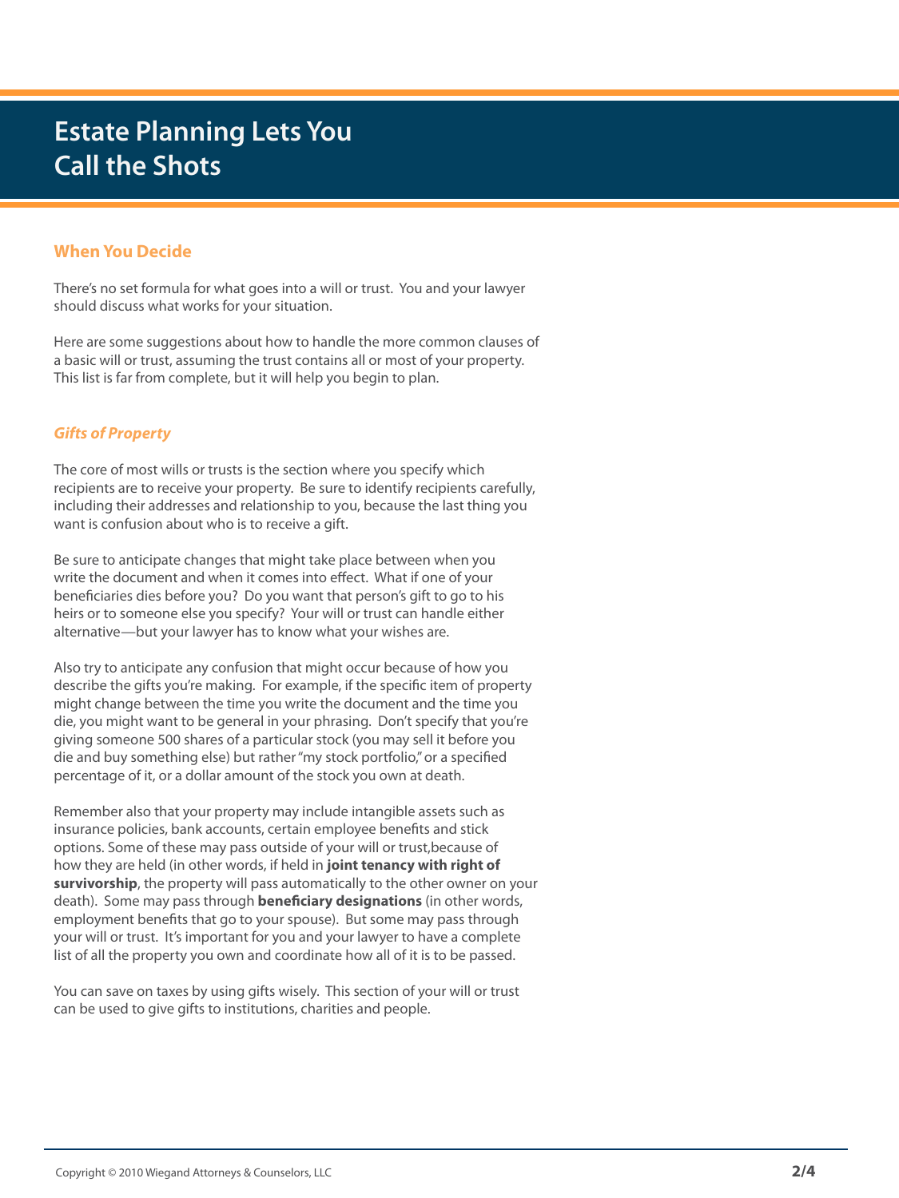# Estate Planning Lets You Call the Shots

## When You Decide

There's no set formula for what goes into a will or trust. You and your lawyer should discuss what works for your situation.

Here are some suggestions about how to handle the more common clauses of a basic will or trust, assuming the trust contains all or most of your property. This list is far from complete, but it will help you begin to plan.

### *Gifts of Property*

The core of most wills or trusts is the section where you specify which recipients are to receive your property. Be sure to identify recipients carefully, including their addresses and relationship to you, because the last thing you want is confusion about who is to receive a gift.

Be sure to anticipate changes that might take place between when you write the document and when it comes into effect. What if one of your beneficiaries dies before you? Do you want that person's gift to go to his heirs or to someone else you specify? Your will or trust can handle either alternative—but your lawyer has to know what your wishes are.

Also try to anticipate any confusion that might occur because of how you describe the gifts you're making. For example, if the specific item of property might change between the time you write the document and the time you die, you might want to be general in your phrasing. Don't specify that you're giving someone 500 shares of a particular stock (you may sell it before you die and buy something else) but rather "my stock portfolio," or a specified percentage of it, or a dollar amount of the stock you own at death.

Remember also that your property may include intangible assets such as insurance policies, bank accounts, certain employee benefits and stick options. Some of these may pass outside of your will or trust,because of how they are held (in other words, if held in **joint tenancy with right of survivorship**, the property will pass automatically to the other owner on your death). Some may pass through **beneficiary designations** (in other words, employment benefits that go to your spouse). But some may pass through your will or trust. It's important for you and your lawyer to have a complete list of all the property you own and coordinate how all of it is to be passed.

You can save on taxes by using gifts wisely. This section of your will or trust can be used to give gifts to institutions, charities and people.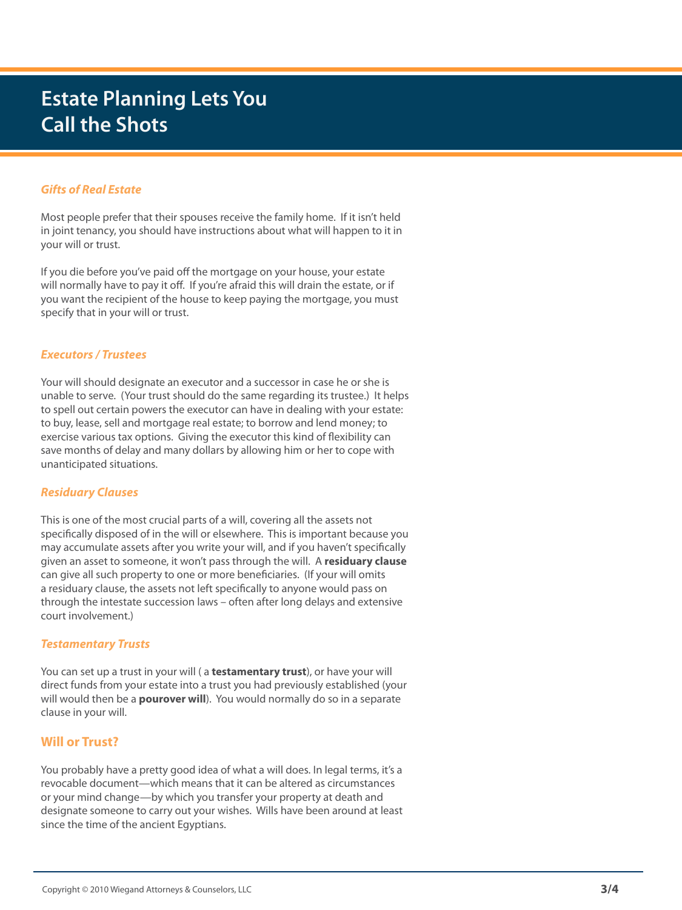# Estate Planning Lets You Call the Shots

### *Gifts of Real Estate*

Most people prefer that their spouses receive the family home. If it isn't held in joint tenancy, you should have instructions about what will happen to it in your will or trust.

If you die before you've paid off the mortgage on your house, your estate will normally have to pay it off. If you're afraid this will drain the estate, or if you want the recipient of the house to keep paying the mortgage, you must specify that in your will or trust.

### *Executors / Trustees*

Your will should designate an executor and a successor in case he or she is unable to serve. (Your trust should do the same regarding its trustee.) It helps to spell out certain powers the executor can have in dealing with your estate: to buy, lease, sell and mortgage real estate; to borrow and lend money; to exercise various tax options. Giving the executor this kind of flexibility can save months of delay and many dollars by allowing him or her to cope with unanticipated situations.

### *Residuary Clauses*

This is one of the most crucial parts of a will, covering all the assets not specifically disposed of in the will or elsewhere. This is important because you may accumulate assets after you write your will, and if you haven't specifically given an asset to someone, it won't pass through the will. A **residuary clause** can give all such property to one or more beneficiaries. (If your will omits a residuary clause, the assets not left specifically to anyone would pass on through the intestate succession laws – often after long delays and extensive court involvement.)

### *Testamentary Trusts*

You can set up a trust in your will ( a **testamentary trust**), or have your will direct funds from your estate into a trust you had previously established (your will would then be a **pourover will**). You would normally do so in a separate clause in your will.

## Will or Trust?

You probably have a pretty good idea of what a will does. In legal terms, it's a revocable document—which means that it can be altered as circumstances or your mind change—by which you transfer your property at death and designate someone to carry out your wishes. Wills have been around at least since the time of the ancient Egyptians.

Copyright © 2010 Wiegand Attorneys & Counselors, LLC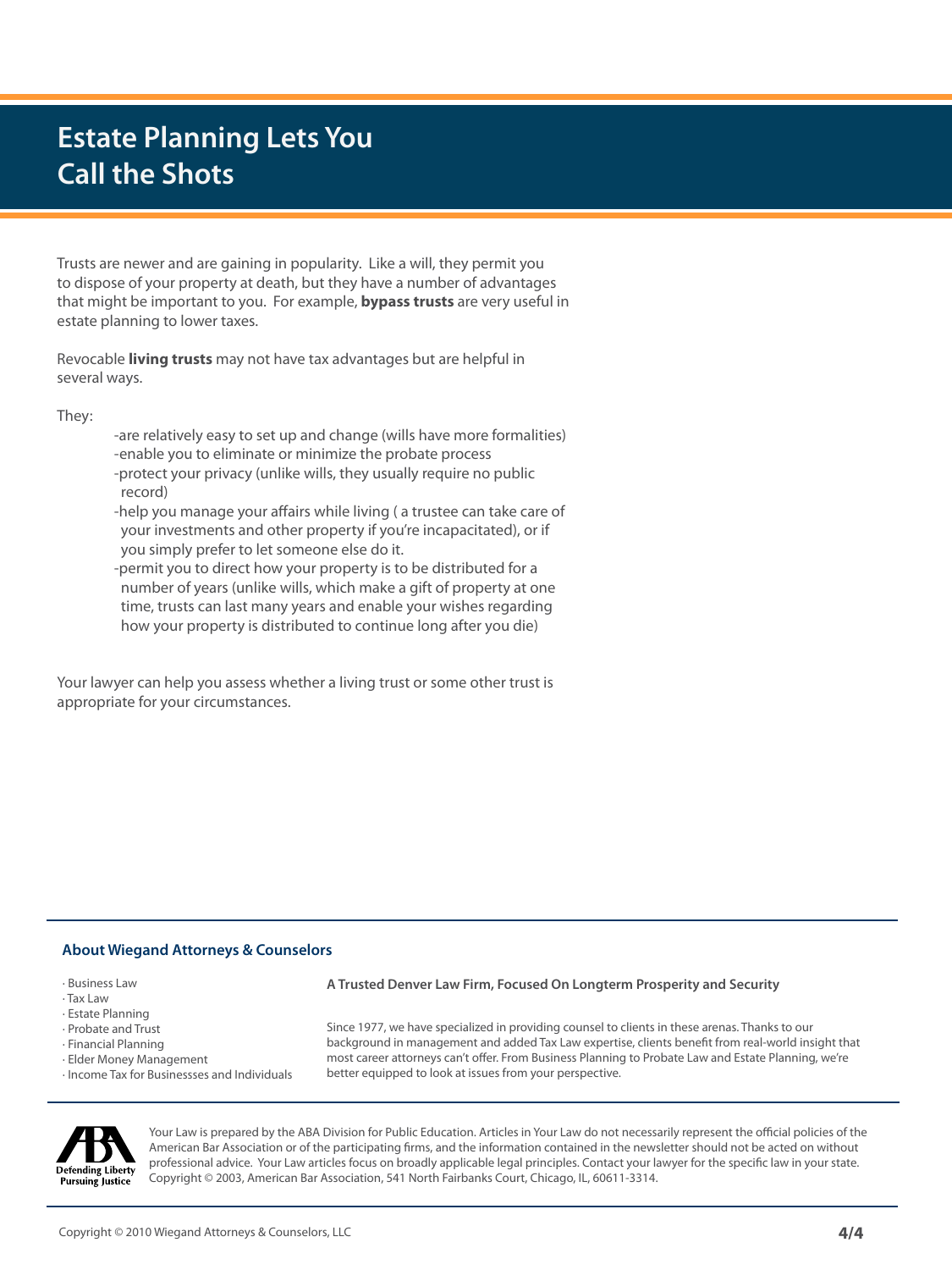# Estate Planning Lets You Call the Shots

Trusts are newer and are gaining in popularity. Like a will, they permit you to dispose of your property at death, but they have a number of advantages that might be important to you. For example, **bypass trusts** are very useful in estate planning to lower taxes.

Revocable **living trusts** may not have tax advantages but are helpful in several ways.

They:

- are relatively easy to set up and change (wills have more formalities)
- enable you to eliminate or minimize the probate process
- protect your privacy (unlike wills, they usually require no public record)
- help you manage your affairs while living ( a trustee can take care of your investments and other property if you're incapacitated), or if you simply prefer to let someone else do it.
- permit you to direct how your property is to be distributed for a number of years (unlike wills, which make a gift of property at one time, trusts can last many years and enable your wishes regarding how your property is distributed to continue long after you die)

Your lawyer can help you assess whether a living trust or some other trust is appropriate for your circumstances.

## About Wiegand Attorneys & Counselors

- Business Law
- Tax Law
- Estate Planning
- Probate and Trust
- Financial Planning
- Elder Money Management
- Income Tax for Businessses and Individuals

**A Trusted Denver Law Firm, Focused On Longterm Prosperity and Security**

Since 1977, we have specialized in providing counsel to clients in these arenas. Thanks to our background in management and added Tax Law expertise, clients benefit from real-world insight that most career attorneys can't offer. From Business Planning to Probate Law and Estate Planning, we're better equipped to look at issues from your perspective.

Defending Liberty
Pursuing Justice

Your Law is prepared by the ABA Division for Public Education. Articles in Your Law do not necessarily represent the official policies of the American Bar Association or of the participating firms, and the information contained in the newsletter should not be acted on without professional advice. Your Law articles focus on broadly applicable legal principles. Contact your lawyer for the specific law in your state. Copyright © 2003, American Bar Association, 541 North Fairbanks Court, Chicago, IL, 60611-3314.

Copyright © 2010 Wiegand Attorneys & Counselors, LLC